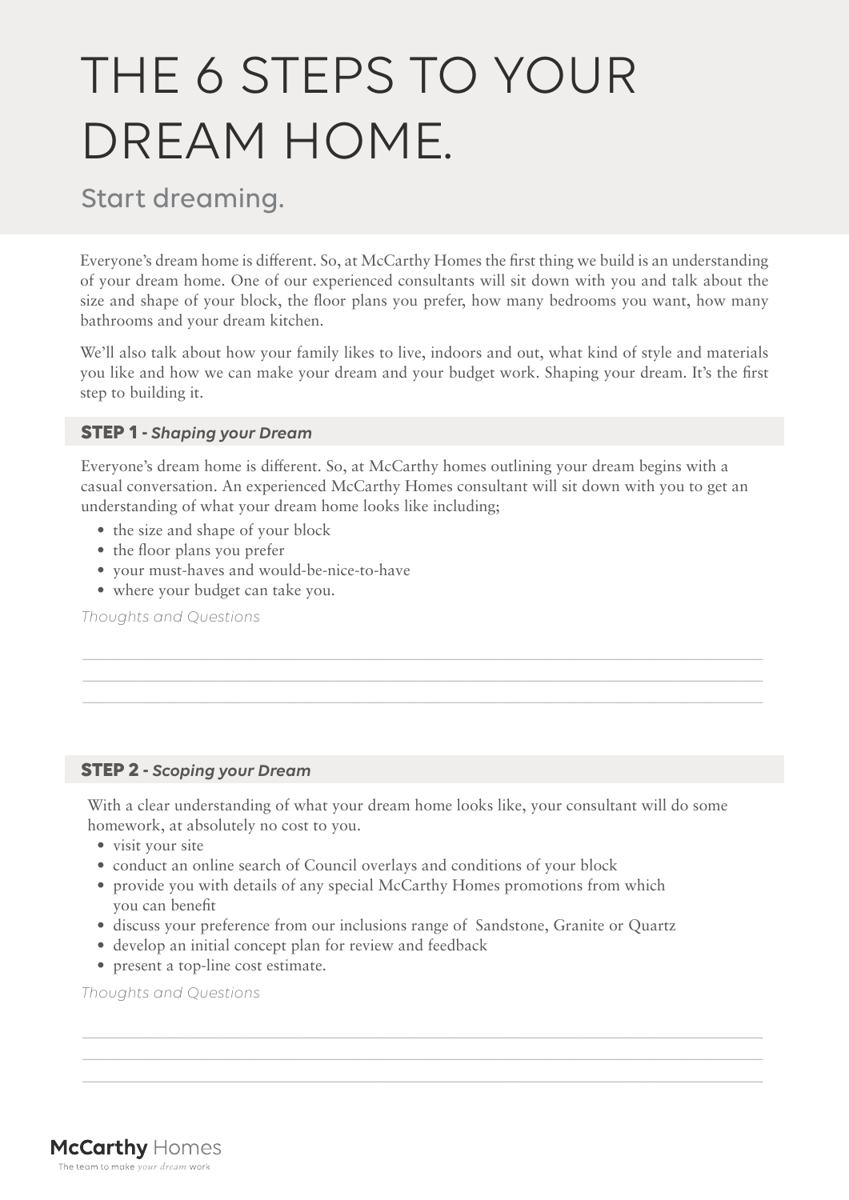# THE 6 STEPS TO YOUR DREAM HOME.

## Start dreaming.

Everyone's dream home is different. So, at McCarthy Homes the first thing we build is an understanding of your dream home. One of our experienced consultants will sit down with you and talk about the size and shape of your block, the floor plans you prefer, how many bedrooms you want, how many bathrooms and your dream kitchen.

We'll also talk about how your family likes to live, indoors and out, what kind of style and materials you like and how we can make your dream and your budget work. Shaping your dream. It's the first step to building it.

### STEP 1 - *Shaping your Dream*

Everyone's dream home is different. So, at McCarthy homes outlining your dream begins with a casual conversation. An experienced McCarthy Homes consultant will sit down with you to get an understanding of what your dream home looks like including;

- the size and shape of your block
- the floor plans you prefer
- your must-haves and would-be-nice-to-have
- where your budget can take you.

*Thoughts and Questions*

---

### STEP 2 - *Scoping your Dream*

With a clear understanding of what your dream home looks like, your consultant will do some homework, at absolutely no cost to you.

- visit your site
- conduct an online search of Council overlays and conditions of your block
- provide you with details of any special McCarthy Homes promotions from which you can benefit
- discuss your preference from our inclusions range of Sandstone, Granite or Quartz
- develop an initial concept plan for review and feedback
- present a top-line cost estimate.

*Thoughts and Questions*

---

**McCarthy** Homes

The team to make *your dream* work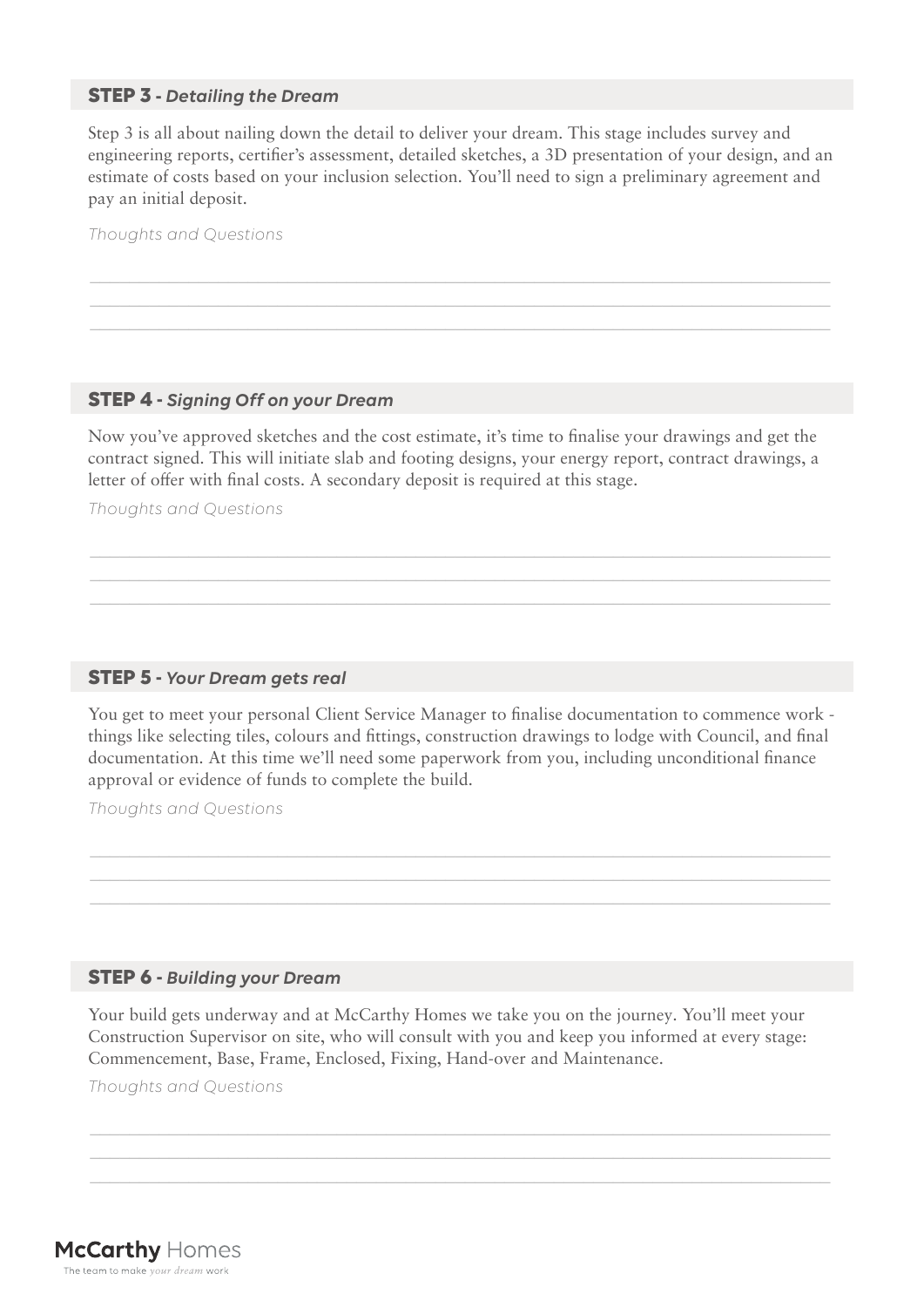## **STEP 3 -** ***Detailing the Dream***

Step 3 is all about nailing down the detail to deliver your dream. This stage includes survey and engineering reports, certifier's assessment, detailed sketches, a 3D presentation of your design, and an estimate of costs based on your inclusion selection. You'll need to sign a preliminary agreement and pay an initial deposit.

*Thoughts and Questions*

______________________________________________________________________________

______________________________________________________________________________

______________________________________________________________________________

## **STEP 4 -** ***Signing Off on your Dream***

Now you've approved sketches and the cost estimate, it's time to finalise your drawings and get the contract signed. This will initiate slab and footing designs, your energy report, contract drawings, a letter of offer with final costs. A secondary deposit is required at this stage.

*Thoughts and Questions*

______________________________________________________________________________

______________________________________________________________________________

______________________________________________________________________________

## **STEP 5 -** ***Your Dream gets real***

You get to meet your personal Client Service Manager to finalise documentation to commence work - things like selecting tiles, colours and fittings, construction drawings to lodge with Council, and final documentation. At this time we'll need some paperwork from you, including unconditional finance approval or evidence of funds to complete the build.

*Thoughts and Questions*

______________________________________________________________________________

______________________________________________________________________________

______________________________________________________________________________

## **STEP 6 -** ***Building your Dream***

Your build gets underway and at McCarthy Homes we take you on the journey. You'll meet your Construction Supervisor on site, who will consult with you and keep you informed at every stage: Commencement, Base, Frame, Enclosed, Fixing, Hand-over and Maintenance.

*Thoughts and Questions*

______________________________________________________________________________

______________________________________________________________________________

______________________________________________________________________________

**McCarthy** Homes

The team to make *your dream* work